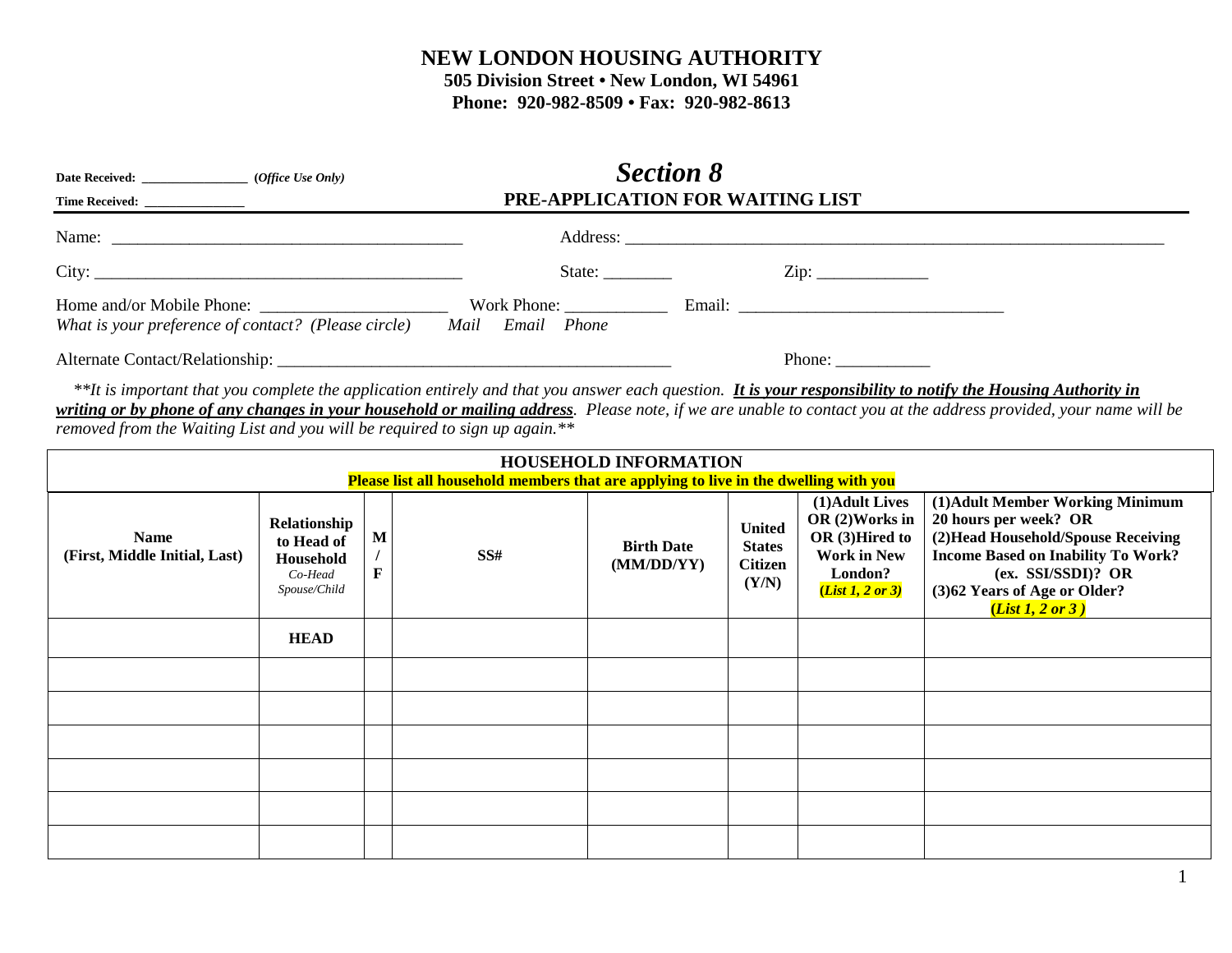# NEW LONDON HOUSING AUTHORITY

**505 Division Street • New London, WI 54961**
**Phone: 920-982-8509 • Fax: 920-982-8613**

**Date Received:** _______________ *(Office Use Only)*
**Time Received:** ______________

## *Section 8*

### PRE-APPLICATION FOR WAITING LIST

Name: ________________________________________ Address: ________________________________________________________________

City: __________________________________________ State: ________ Zip: _____________

Home and/or Mobile Phone: ______________________ Work Phone: ___________ Email: ______________________________

*What is your preference of contact? (Please circle) Mail Email Phone*

Alternate Contact/Relationship: ______________________________________________ Phone: ___________

*\*\*It is important that you complete the application entirely and that you answer each question.* ***<u>It is your responsibility to notify the Housing Authority in writing or by phone of any changes in your household or mailing address</u>****. Please note, if we are unable to contact you at the address provided, your name will be removed from the Waiting List and you will be required to sign up again.\*\**

**HOUSEHOLD INFORMATION**

**Please list all household members that are applying to live in the dwelling with you**

| Name (First, Middle Initial, Last) | Relationship to Head of Household *Co-Head Spouse/Child* | M / F | SS# | Birth Date (MM/DD/YY) | United States Citizen (Y/N) | (1)Adult Lives OR (2)Works in OR (3)Hired to Work in New London? *(List 1, 2 or 3)* | (1)Adult Member Working Minimum 20 hours per week? OR (2)Head Household/Spouse Receiving Income Based on Inability To Work? (ex. SSI/SSDI)? OR (3)62 Years of Age or Older? *(List 1, 2 or 3 )* |
|---|---|---|---|---|---|---|---|
| | **HEAD** | | | | | | |
| | | | | | | | |
| | | | | | | | |
| | | | | | | | |
| | | | | | | | |
| | | | | | | | |
| | | | | | | | |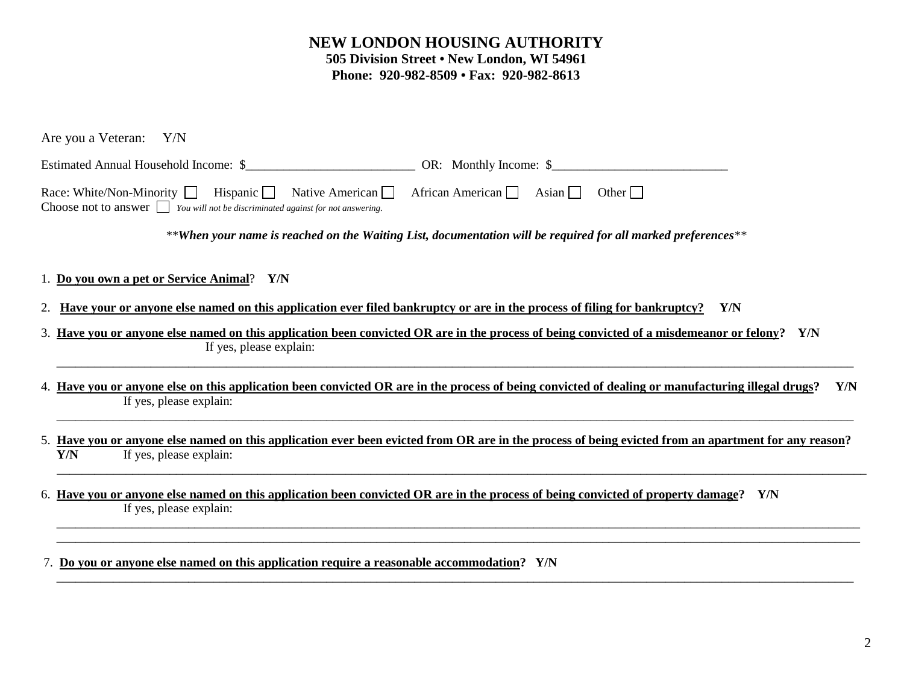# NEW LONDON HOUSING AUTHORITY

**505 Division Street • New London, WI 54961**
**Phone: 920-982-8509 • Fax: 920-982-8613**

Are you a Veteran: Y/N

Estimated Annual Household Income: $___________________________ OR: Monthly Income: $____________________________

Race: White/Non-Minority ☐ Hispanic ☐ Native American ☐ African American ☐ Asian ☐ Other ☐
Choose not to answer ☐ *You will not be discriminated against for not answering.*

***\*\*When your name is reached on the Waiting List, documentation will be required for all marked preferences\*\****

1. **Do you own a pet or Service Animal**? **Y/N**

2. **Have your or anyone else named on this application ever filed bankruptcy or are in the process of filing for bankruptcy? Y/N**

3. **Have you or anyone else named on this application been convicted OR are in the process of being convicted of a misdemeanor or felony? Y/N**
   If yes, please explain:
   ________________________________________________________________________________________________

4. **Have you or anyone else on this application been convicted OR are in the process of being convicted of dealing or manufacturing illegal drugs? Y/N**
   If yes, please explain:
   ________________________________________________________________________________________________

5. **Have you or anyone else named on this application ever been evicted from OR are in the process of being evicted from an apartment for any reason?**
   **Y/N** If yes, please explain:
   ________________________________________________________________________________________________

6. **Have you or anyone else named on this application been convicted OR are in the process of being convicted of property damage? Y/N**
   If yes, please explain:
   ________________________________________________________________________________________________
   ________________________________________________________________________________________________

7. **Do you or anyone else named on this application require a reasonable accommodation? Y/N**
   ________________________________________________________________________________________________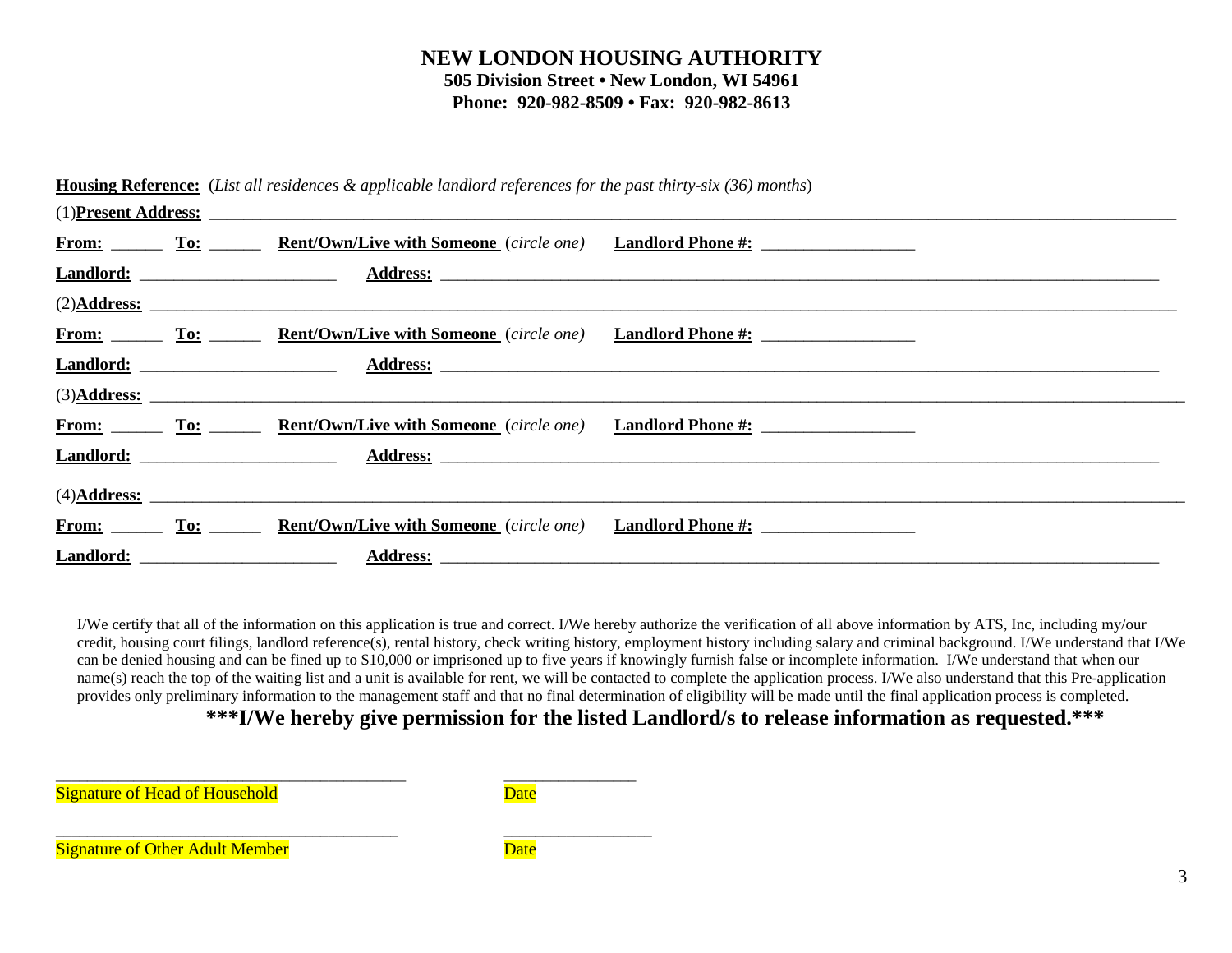**NEW LONDON HOUSING AUTHORITY**
**505 Division Street • New London, WI 54961**
**Phone: 920-982-8509 • Fax: 920-982-8613**

**Housing Reference:** (*List all residences & applicable landlord references for the past thirty-six (36) months*)

(1)**Present Address:** ____________________________________________

**From:** ______ **To:** ______ **Rent/Own/Live with Someone** (*circle one*) **Landlord Phone #:** __________________

**Landlord:** ________________________ **Address:** ____________________________________________

(2)**Address:** ____________________________________________

**From:** ______ **To:** ______ **Rent/Own/Live with Someone** (*circle one*) **Landlord Phone #:** __________________

**Landlord:** ________________________ **Address:** ____________________________________________

(3)**Address:** ____________________________________________

**From:** ______ **To:** ______ **Rent/Own/Live with Someone** (*circle one*) **Landlord Phone #:** __________________

**Landlord:** ________________________ **Address:** ____________________________________________

(4)**Address:** ____________________________________________

**From:** ______ **To:** ______ **Rent/Own/Live with Someone** (*circle one*) **Landlord Phone #:** __________________

**Landlord:** ________________________ **Address:** ____________________________________________

I/We certify that all of the information on this application is true and correct. I/We hereby authorize the verification of all above information by ATS, Inc, including my/our credit, housing court filings, landlord reference(s), rental history, check writing history, employment history including salary and criminal background. I/We understand that I/We can be denied housing and can be fined up to $10,000 or imprisoned up to five years if knowingly furnish false or incomplete information. I/We understand that when our name(s) reach the top of the waiting list and a unit is available for rent, we will be contacted to complete the application process. I/We also understand that this Pre-application provides only preliminary information to the management staff and that no final determination of eligibility will be made until the final application process is completed.

**\*\*\*I/We hereby give permission for the listed Landlord/s to release information as requested.\*\*\***

____________________________________________ ________________

Signature of Head of Household Date

____________________________________________ ________________

Signature of Other Adult Member Date